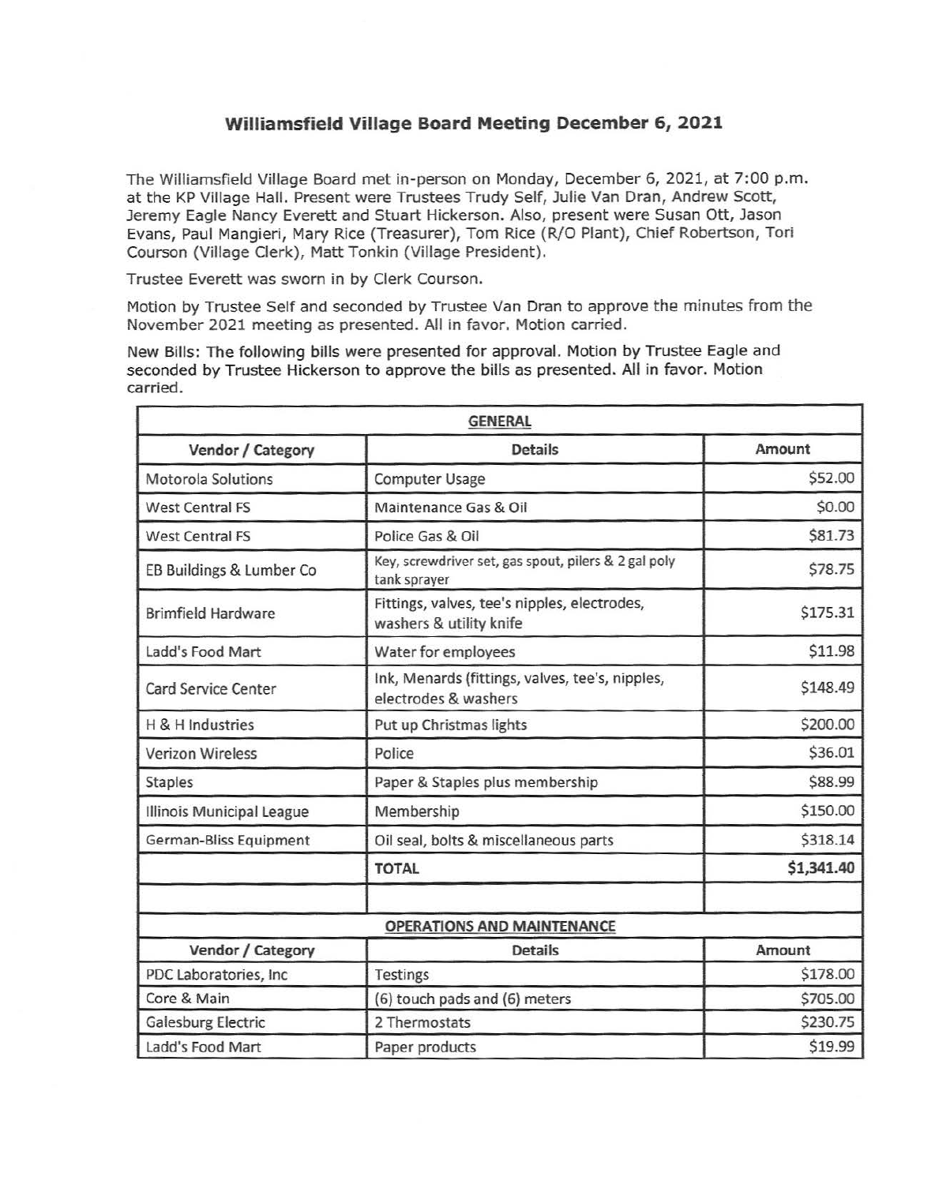# Williamsfield Village Board Meeting December 6, 2021

The Williamsfield Village Board met in-person on Monday, December 6, 2021, at 7:00 p.m. at the KP Village Hall. Present were Trustees Trudy Self, Julie Van Dran, Andrew Scott, Jeremy Eagle Nancy Everett and Stuart Hickerson. Also, present were Susan Ott, Jason Evans, Paul Mangieri, Mary Rice (Treasurer), Tom Rice (R/O Plant), Chief Robertson, Tori Courson (Village Clerk), Matt Tonkin (Village President).

Trustee Everett was sworn in by Clerk Courson.

Motion by Trustee Self and seconded by Trustee Van Dran to approve the minutes from the November 2021 meeting as presented. All in favor. Motion carried.

New Bills: The following bills were presented for approval. Motion by Trustee Eagle and seconded by Trustee Hickerson to approve the bills as presented. All in favor. Motion carried.

| GENERAL | | |
|---|---|---|
| **Vendor / Category** | **Details** | **Amount** |
| Motorola Solutions | Computer Usage | $52.00 |
| West Central FS | Maintenance Gas & Oil | $0.00 |
| West Central FS | Police Gas & Oil | $81.73 |
| EB Buildings & Lumber Co | Key, screwdriver set, gas spout, pilers & 2 gal poly tank sprayer | $78.75 |
| Brimfield Hardware | Fittings, valves, tee's nipples, electrodes, washers & utility knife | $175.31 |
| Ladd's Food Mart | Water for employees | $11.98 |
| Card Service Center | Ink, Menards (fittings, valves, tee's, nipples, electrodes & washers | $148.49 |
| H & H Industries | Put up Christmas lights | $200.00 |
| Verizon Wireless | Police | $36.01 |
| Staples | Paper & Staples plus membership | $88.99 |
| Illinois Municipal League | Membership | $150.00 |
| German-Bliss Equipment | Oil seal, bolts & miscellaneous parts | $318.14 |
| | **TOTAL** | **$1,341.40** |

| OPERATIONS AND MAINTENANCE | | |
|---|---|---|
| **Vendor / Category** | **Details** | **Amount** |
| PDC Laboratories, Inc | Testings | $178.00 |
| Core & Main | (6) touch pads and (6) meters | $705.00 |
| Galesburg Electric | 2 Thermostats | $230.75 |
| Ladd's Food Mart | Paper products | $19.99 |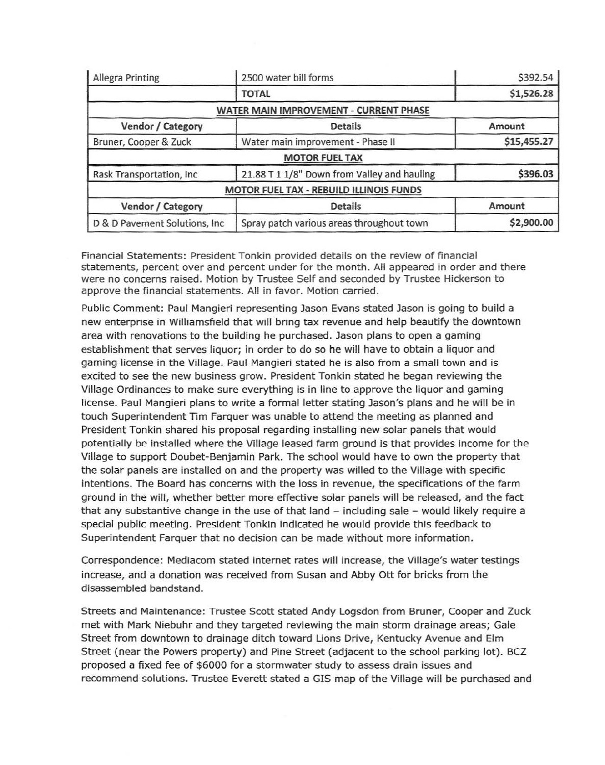| | | |
|---|---|---|
| Allegra Printing | 2500 water bill forms | $392.54 |
| | TOTAL | $1,526.28 |
| **WATER MAIN IMPROVEMENT - CURRENT PHASE** | | |
| **Vendor / Category** | **Details** | **Amount** |
| Bruner, Cooper & Zuck | Water main improvement - Phase II | $15,455.27 |
| **MOTOR FUEL TAX** | | |
| Rask Transportation, Inc | 21.88 T 1 1/8" Down from Valley and hauling | $396.03 |
| **MOTOR FUEL TAX - REBUILD ILLINOIS FUNDS** | | |
| **Vendor / Category** | **Details** | **Amount** |
| D & D Pavement Solutions, Inc | Spray patch various areas throughout town | $2,900.00 |

Financial Statements: President Tonkin provided details on the review of financial statements, percent over and percent under for the month. All appeared in order and there were no concerns raised. Motion by Trustee Self and seconded by Trustee Hickerson to approve the financial statements. All in favor. Motion carried.

Public Comment: Paul Mangieri representing Jason Evans stated Jason is going to build a new enterprise in Williamsfield that will bring tax revenue and help beautify the downtown area with renovations to the building he purchased. Jason plans to open a gaming establishment that serves liquor; in order to do so he will have to obtain a liquor and gaming license in the Village. Paul Mangieri stated he is also from a small town and is excited to see the new business grow. President Tonkin stated he began reviewing the Village Ordinances to make sure everything is in line to approve the liquor and gaming license. Paul Mangieri plans to write a formal letter stating Jason's plans and he will be in touch Superintendent Tim Farquer was unable to attend the meeting as planned and President Tonkin shared his proposal regarding installing new solar panels that would potentially be installed where the Village leased farm ground is that provides income for the Village to support Doubet-Benjamin Park. The school would have to own the property that the solar panels are installed on and the property was willed to the Village with specific intentions. The Board has concerns with the loss in revenue, the specifications of the farm ground in the will, whether better more effective solar panels will be released, and the fact that any substantive change in the use of that land – including sale – would likely require a special public meeting. President Tonkin indicated he would provide this feedback to Superintendent Farquer that no decision can be made without more information.

Correspondence: Mediacom stated internet rates will increase, the Village's water testings increase, and a donation was received from Susan and Abby Ott for bricks from the disassembled bandstand.

Streets and Maintenance: Trustee Scott stated Andy Logsdon from Bruner, Cooper and Zuck met with Mark Niebuhr and they targeted reviewing the main storm drainage areas; Gale Street from downtown to drainage ditch toward Lions Drive, Kentucky Avenue and Elm Street (near the Powers property) and Pine Street (adjacent to the school parking lot). BCZ proposed a fixed fee of $6000 for a stormwater study to assess drain issues and recommend solutions. Trustee Everett stated a GIS map of the Village will be purchased and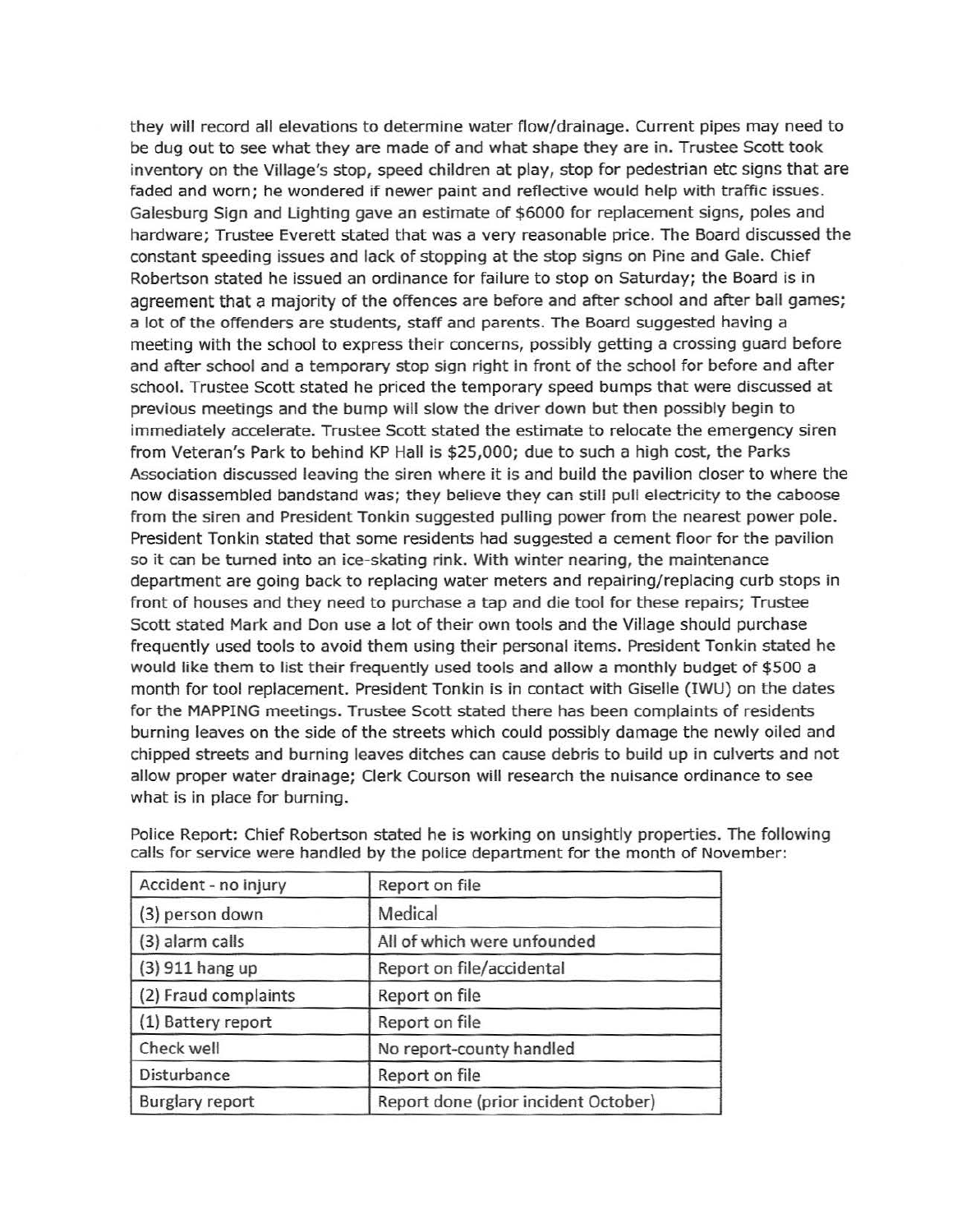they will record all elevations to determine water flow/drainage. Current pipes may need to be dug out to see what they are made of and what shape they are in. Trustee Scott took inventory on the Village's stop, speed children at play, stop for pedestrian etc signs that are faded and worn; he wondered if newer paint and reflective would help with traffic issues. Galesburg Sign and Lighting gave an estimate of $6000 for replacement signs, poles and hardware; Trustee Everett stated that was a very reasonable price. The Board discussed the constant speeding issues and lack of stopping at the stop signs on Pine and Gale. Chief Robertson stated he issued an ordinance for failure to stop on Saturday; the Board is in agreement that a majority of the offences are before and after school and after ball games; a lot of the offenders are students, staff and parents. The Board suggested having a meeting with the school to express their concerns, possibly getting a crossing guard before and after school and a temporary stop sign right in front of the school for before and after school. Trustee Scott stated he priced the temporary speed bumps that were discussed at previous meetings and the bump will slow the driver down but then possibly begin to immediately accelerate. Trustee Scott stated the estimate to relocate the emergency siren from Veteran's Park to behind KP Hall is $25,000; due to such a high cost, the Parks Association discussed leaving the siren where it is and build the pavilion closer to where the now disassembled bandstand was; they believe they can still pull electricity to the caboose from the siren and President Tonkin suggested pulling power from the nearest power pole. President Tonkin stated that some residents had suggested a cement floor for the pavilion so it can be turned into an ice-skating rink. With winter nearing, the maintenance department are going back to replacing water meters and repairing/replacing curb stops in front of houses and they need to purchase a tap and die tool for these repairs; Trustee Scott stated Mark and Don use a lot of their own tools and the Village should purchase frequently used tools to avoid them using their personal items. President Tonkin stated he would like them to list their frequently used tools and allow a monthly budget of $500 a month for tool replacement. President Tonkin is in contact with Giselle (IWU) on the dates for the MAPPING meetings. Trustee Scott stated there has been complaints of residents burning leaves on the side of the streets which could possibly damage the newly oiled and chipped streets and burning leaves ditches can cause debris to build up in culverts and not allow proper water drainage; Clerk Courson will research the nuisance ordinance to see what is in place for burning.

Police Report: Chief Robertson stated he is working on unsightly properties. The following calls for service were handled by the police department for the month of November:

| Accident - no injury | Report on file |
|---|---|
| (3) person down | Medical |
| (3) alarm calls | All of which were unfounded |
| (3) 911 hang up | Report on file/accidental |
| (2) Fraud complaints | Report on file |
| (1) Battery report | Report on file |
| Check well | No report-county handled |
| Disturbance | Report on file |
| Burglary report | Report done (prior incident October) |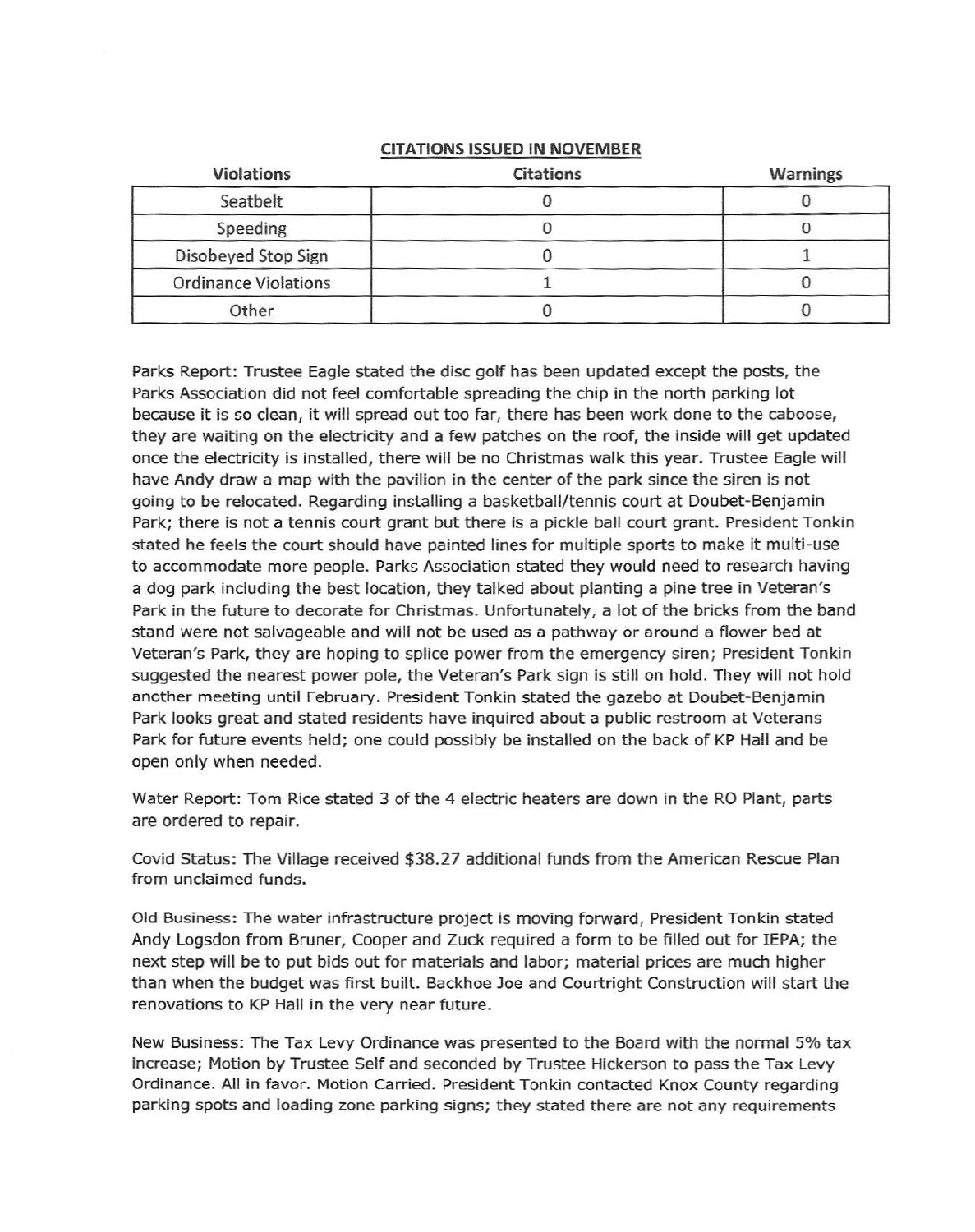**CITATIONS ISSUED IN NOVEMBER**

| Violations | Citations | Warnings |
|---|---|---|
| Seatbelt | 0 | 0 |
| Speeding | 0 | 0 |
| Disobeyed Stop Sign | 0 | 1 |
| Ordinance Violations | 1 | 0 |
| Other | 0 | 0 |

Parks Report: Trustee Eagle stated the disc golf has been updated except the posts, the Parks Association did not feel comfortable spreading the chip in the north parking lot because it is so clean, it will spread out too far, there has been work done to the caboose, they are waiting on the electricity and a few patches on the roof, the inside will get updated once the electricity is installed, there will be no Christmas walk this year. Trustee Eagle will have Andy draw a map with the pavilion in the center of the park since the siren is not going to be relocated. Regarding installing a basketball/tennis court at Doubet-Benjamin Park; there is not a tennis court grant but there is a pickle ball court grant. President Tonkin stated he feels the court should have painted lines for multiple sports to make it multi-use to accommodate more people. Parks Association stated they would need to research having a dog park including the best location, they talked about planting a pine tree in Veteran's Park in the future to decorate for Christmas. Unfortunately, a lot of the bricks from the band stand were not salvageable and will not be used as a pathway or around a flower bed at Veteran's Park, they are hoping to splice power from the emergency siren; President Tonkin suggested the nearest power pole, the Veteran's Park sign is still on hold. They will not hold another meeting until February. President Tonkin stated the gazebo at Doubet-Benjamin Park looks great and stated residents have inquired about a public restroom at Veterans Park for future events held; one could possibly be installed on the back of KP Hall and be open only when needed.

Water Report: Tom Rice stated 3 of the 4 electric heaters are down in the RO Plant, parts are ordered to repair.

Covid Status: The Village received $38.27 additional funds from the American Rescue Plan from unclaimed funds.

Old Business: The water infrastructure project is moving forward, President Tonkin stated Andy Logsdon from Bruner, Cooper and Zuck required a form to be filled out for IEPA; the next step will be to put bids out for materials and labor; material prices are much higher than when the budget was first built. Backhoe Joe and Courtright Construction will start the renovations to KP Hall in the very near future.

New Business: The Tax Levy Ordinance was presented to the Board with the normal 5% tax increase; Motion by Trustee Self and seconded by Trustee Hickerson to pass the Tax Levy Ordinance. All in favor. Motion Carried. President Tonkin contacted Knox County regarding parking spots and loading zone parking signs; they stated there are not any requirements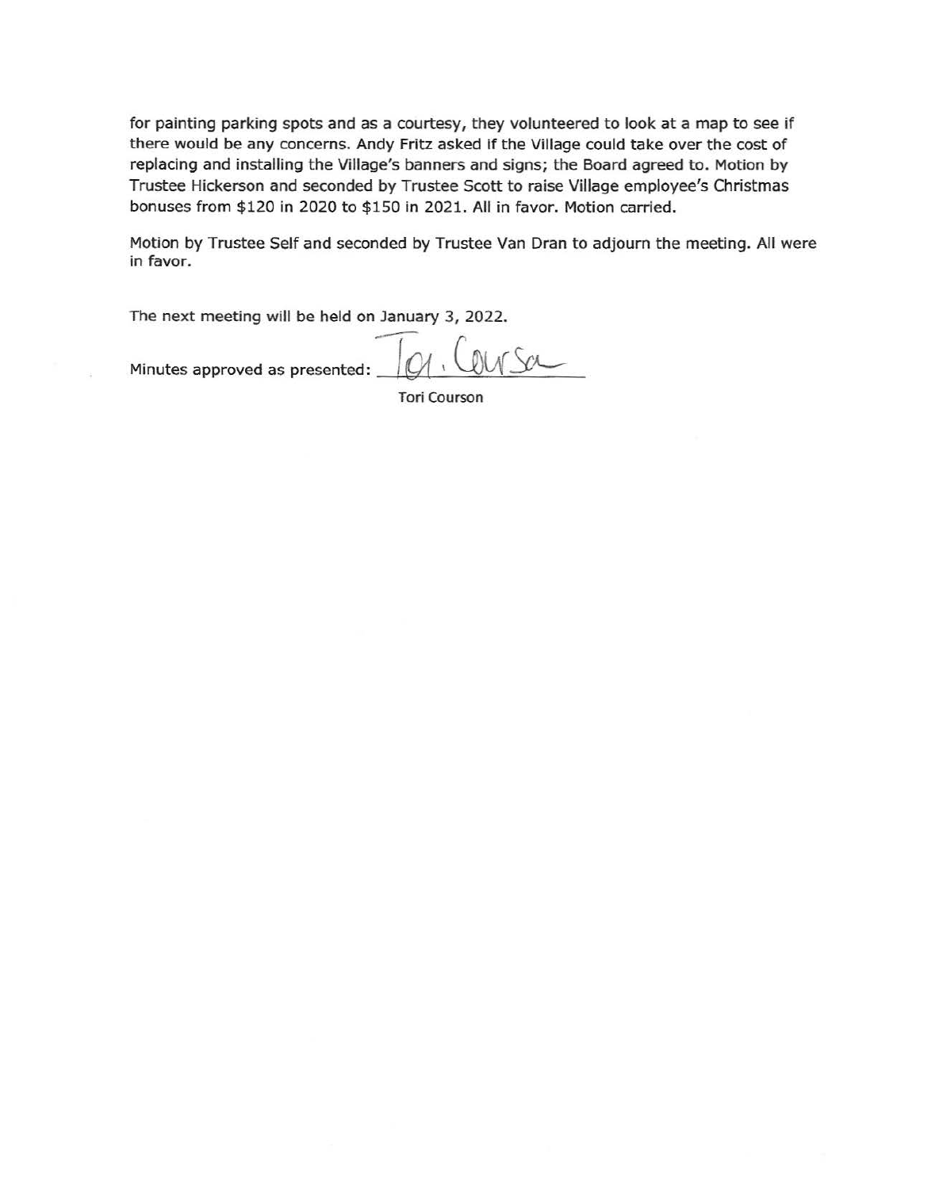for painting parking spots and as a courtesy, they volunteered to look at a map to see if there would be any concerns. Andy Fritz asked if the Village could take over the cost of replacing and installing the Village's banners and signs; the Board agreed to. Motion by Trustee Hickerson and seconded by Trustee Scott to raise Village employee's Christmas bonuses from $120 in 2020 to $150 in 2021. All in favor. Motion carried.

Motion by Trustee Self and seconded by Trustee Van Dran to adjourn the meeting. All were in favor.

The next meeting will be held on January 3, 2022.

Minutes approved as presented: Tori Courson

Tori Courson